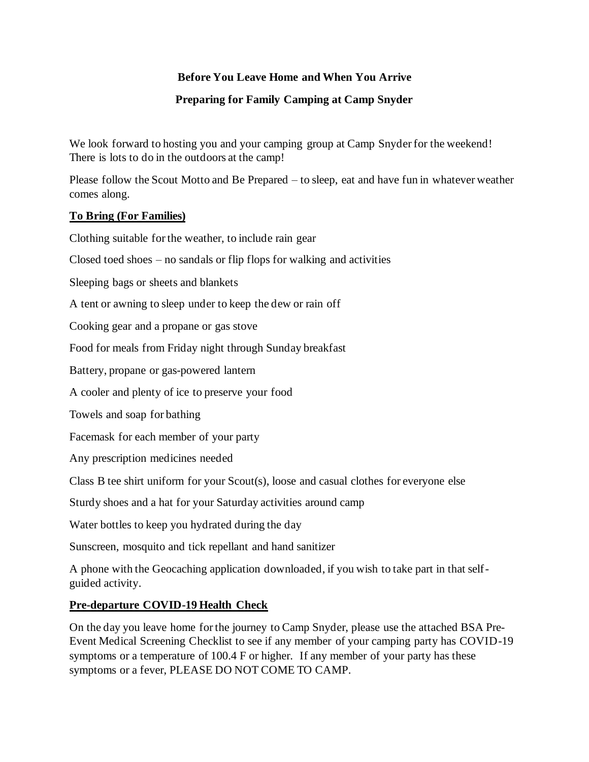# Before You Leave Home and When You Arrive

## Preparing for Family Camping at Camp Snyder

We look forward to hosting you and your camping group at Camp Snyder for the weekend! There is lots to do in the outdoors at the camp!

Please follow the Scout Motto and Be Prepared – to sleep, eat and have fun in whatever weather comes along.

### To Bring (For Families)

Clothing suitable for the weather, to include rain gear

Closed toed shoes – no sandals or flip flops for walking and activities

Sleeping bags or sheets and blankets

A tent or awning to sleep under to keep the dew or rain off

Cooking gear and a propane or gas stove

Food for meals from Friday night through Sunday breakfast

Battery, propane or gas-powered lantern

A cooler and plenty of ice to preserve your food

Towels and soap for bathing

Facemask for each member of your party

Any prescription medicines needed

Class B tee shirt uniform for your Scout(s), loose and casual clothes for everyone else

Sturdy shoes and a hat for your Saturday activities around camp

Water bottles to keep you hydrated during the day

Sunscreen, mosquito and tick repellant and hand sanitizer

A phone with the Geocaching application downloaded, if you wish to take part in that self-guided activity.

### Pre-departure COVID-19 Health Check

On the day you leave home for the journey to Camp Snyder, please use the attached BSA Pre-Event Medical Screening Checklist to see if any member of your camping party has COVID-19 symptoms or a temperature of 100.4 F or higher. If any member of your party has these symptoms or a fever, PLEASE DO NOT COME TO CAMP.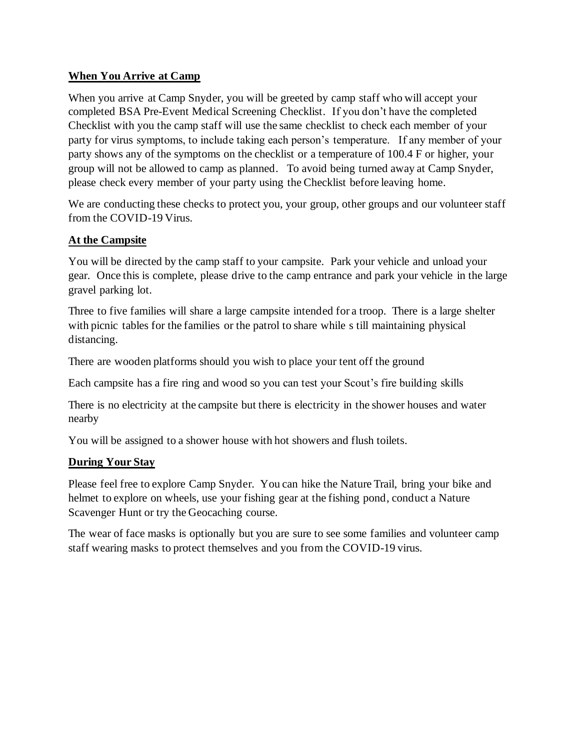## When You Arrive at Camp

When you arrive at Camp Snyder, you will be greeted by camp staff who will accept your completed BSA Pre-Event Medical Screening Checklist. If you don't have the completed Checklist with you the camp staff will use the same checklist to check each member of your party for virus symptoms, to include taking each person's temperature. If any member of your party shows any of the symptoms on the checklist or a temperature of 100.4 F or higher, your group will not be allowed to camp as planned. To avoid being turned away at Camp Snyder, please check every member of your party using the Checklist before leaving home.

We are conducting these checks to protect you, your group, other groups and our volunteer staff from the COVID-19 Virus.

## At the Campsite

You will be directed by the camp staff to your campsite. Park your vehicle and unload your gear. Once this is complete, please drive to the camp entrance and park your vehicle in the large gravel parking lot.

Three to five families will share a large campsite intended for a troop. There is a large shelter with picnic tables for the families or the patrol to share while s till maintaining physical distancing.

There are wooden platforms should you wish to place your tent off the ground

Each campsite has a fire ring and wood so you can test your Scout's fire building skills

There is no electricity at the campsite but there is electricity in the shower houses and water nearby

You will be assigned to a shower house with hot showers and flush toilets.

## During Your Stay

Please feel free to explore Camp Snyder. You can hike the Nature Trail, bring your bike and helmet to explore on wheels, use your fishing gear at the fishing pond, conduct a Nature Scavenger Hunt or try the Geocaching course.

The wear of face masks is optionally but you are sure to see some families and volunteer camp staff wearing masks to protect themselves and you from the COVID-19 virus.